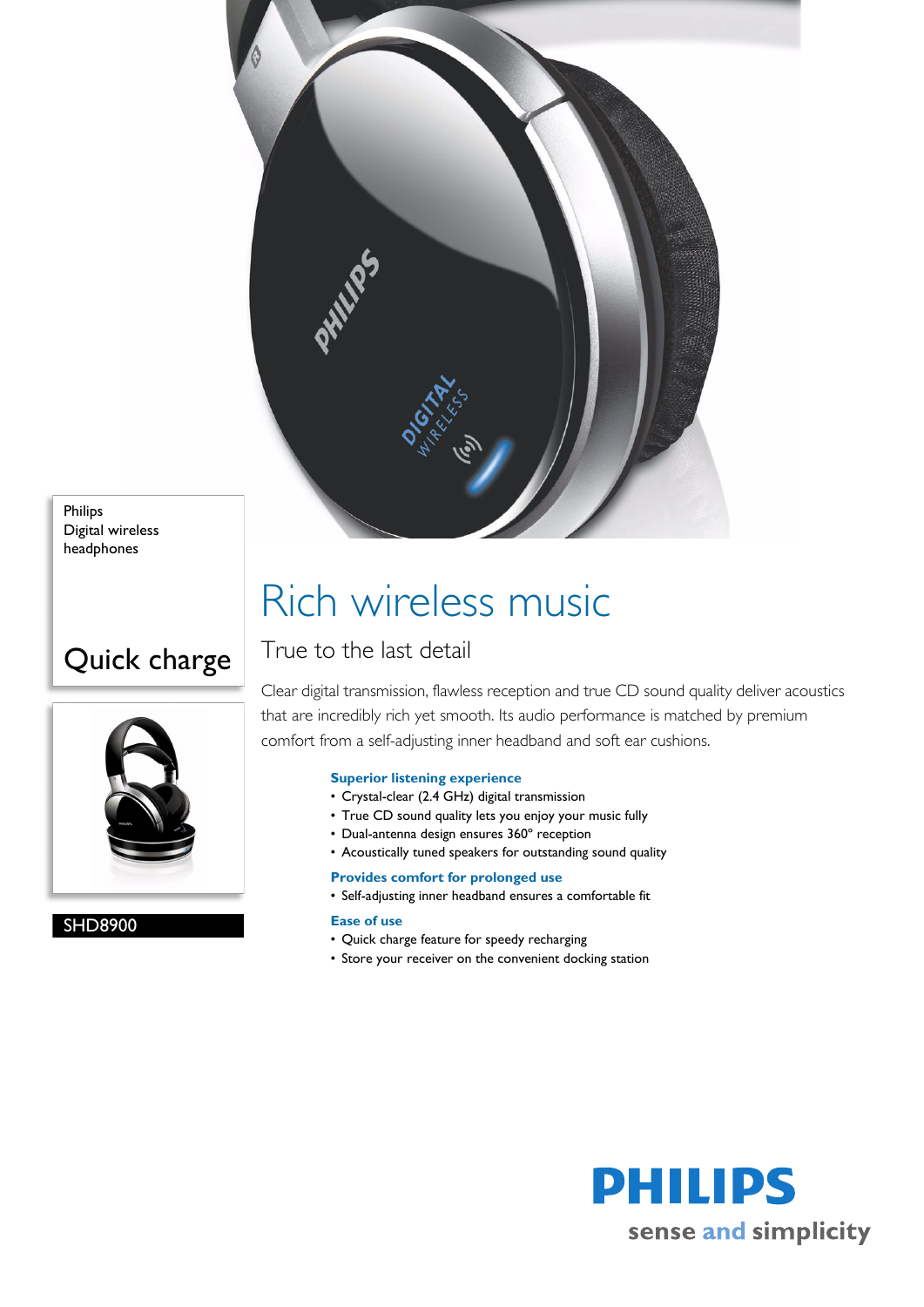Philips
Digital wireless
headphones

Quick charge

SHD8900

# Rich wireless music

## True to the last detail

Clear digital transmission, flawless reception and true CD sound quality deliver acoustics that are incredibly rich yet smooth. Its audio performance is matched by premium comfort from a self-adjusting inner headband and soft ear cushions.

### Superior listening experience

- Crystal-clear (2.4 GHz) digital transmission
- True CD sound quality lets you enjoy your music fully
- Dual-antenna design ensures 360° reception
- Acoustically tuned speakers for outstanding sound quality

### Provides comfort for prolonged use

- Self-adjusting inner headband ensures a comfortable fit

### Ease of use

- Quick charge feature for speedy recharging
- Store your receiver on the convenient docking station

**PHILIPS**
sense and simplicity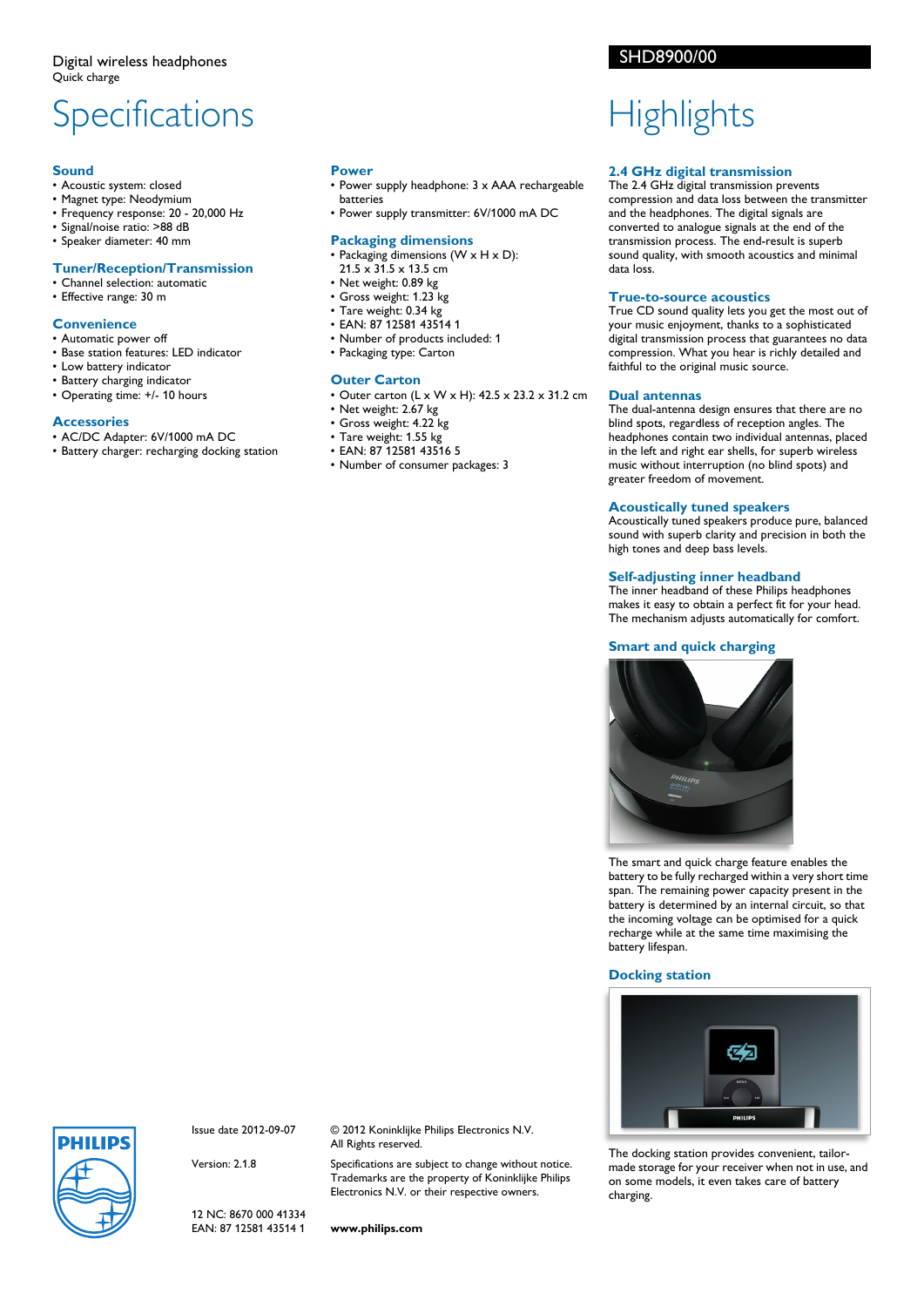Digital wireless headphones
Quick charge

SHD8900/00

# Specifications

## Sound
- Acoustic system: closed
- Magnet type: Neodymium
- Frequency response: 20 - 20,000 Hz
- Signal/noise ratio: >88 dB
- Speaker diameter: 40 mm

## Tuner/Reception/Transmission
- Channel selection: automatic
- Effective range: 30 m

## Convenience
- Automatic power off
- Base station features: LED indicator
- Low battery indicator
- Battery charging indicator
- Operating time: +/- 10 hours

## Accessories
- AC/DC Adapter: 6V/1000 mA DC
- Battery charger: recharging docking station

## Power
- Power supply headphone: 3 x AAA rechargeable batteries
- Power supply transmitter: 6V/1000 mA DC

## Packaging dimensions
- Packaging dimensions (W x H x D): 21.5 x 31.5 x 13.5 cm
- Net weight: 0.89 kg
- Gross weight: 1.23 kg
- Tare weight: 0.34 kg
- EAN: 87 12581 43514 1
- Number of products included: 1
- Packaging type: Carton

## Outer Carton
- Outer carton (L x W x H): 42.5 x 23.2 x 31.2 cm
- Net weight: 2.67 kg
- Gross weight: 4.22 kg
- Tare weight: 1.55 kg
- EAN: 87 12581 43516 5
- Number of consumer packages: 3

# Highlights

## 2.4 GHz digital transmission
The 2.4 GHz digital transmission prevents compression and data loss between the transmitter and the headphones. The digital signals are converted to analogue signals at the end of the transmission process. The end-result is superb sound quality, with smooth acoustics and minimal data loss.

## True-to-source acoustics
True CD sound quality lets you get the most out of your music enjoyment, thanks to a sophisticated digital transmission process that guarantees no data compression. What you hear is richly detailed and faithful to the original music source.

## Dual antennas
The dual-antenna design ensures that there are no blind spots, regardless of reception angles. The headphones contain two individual antennas, placed in the left and right ear shells, for superb wireless music without interruption (no blind spots) and greater freedom of movement.

## Acoustically tuned speakers
Acoustically tuned speakers produce pure, balanced sound with superb clarity and precision in both the high tones and deep bass levels.

## Self-adjusting inner headband
The inner headband of these Philips headphones makes it easy to obtain a perfect fit for your head. The mechanism adjusts automatically for comfort.

## Smart and quick charging
The smart and quick charge feature enables the battery to be fully recharged within a very short time span. The remaining power capacity present in the battery is determined by an internal circuit, so that the incoming voltage can be optimised for a quick recharge while at the same time maximising the battery lifespan.

## Docking station
The docking station provides convenient, tailor-made storage for your receiver when not in use, and on some models, it even takes care of battery charging.

Issue date 2012-09-07

Version: 2.1.8

12 NC: 8670 000 41334
EAN: 87 12581 43514 1

© 2012 Koninklijke Philips Electronics N.V.
All Rights reserved.

Specifications are subject to change without notice. Trademarks are the property of Koninklijke Philips Electronics N.V. or their respective owners.

**www.philips.com**